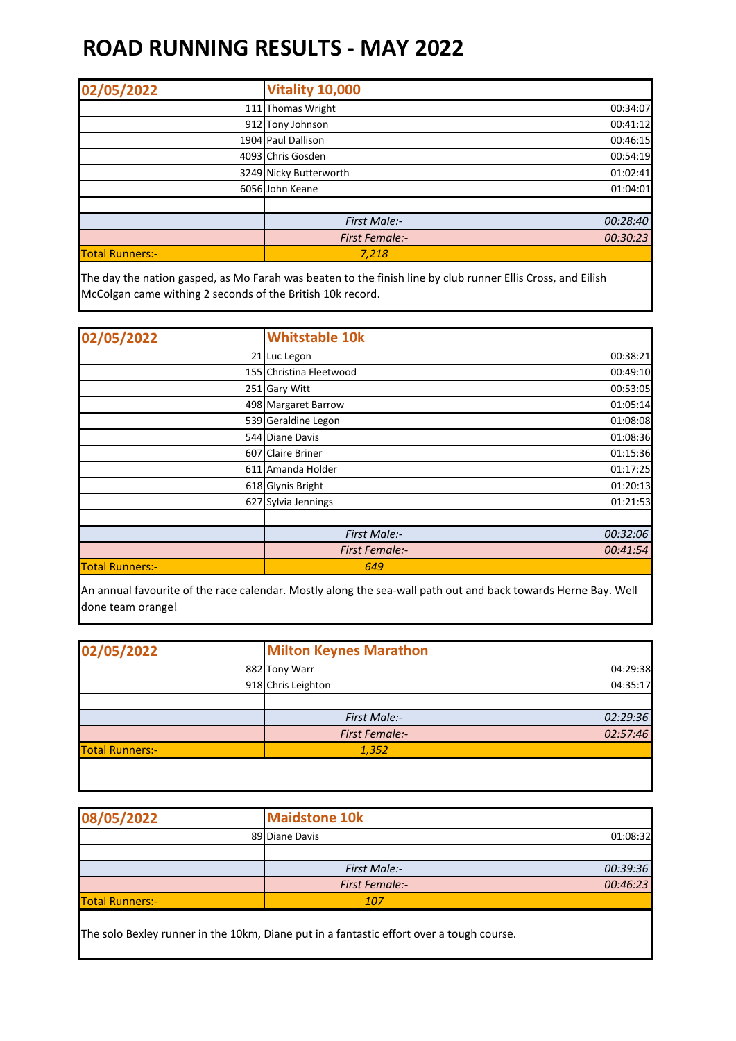# ROAD RUNNING RESULTS - MAY 2022

| 02/05/2022 | Vitality 10,000 | | |
| --- | --- | --- | --- |
| | 111 | Thomas Wright | 00:34:07 |
| | 912 | Tony Johnson | 00:41:12 |
| | 1904 | Paul Dallison | 00:46:15 |
| | 4093 | Chris Gosden | 00:54:19 |
| | 3249 | Nicky Butterworth | 01:02:41 |
| | 6056 | John Keane | 01:04:01 |
| | | | |
| | | *First Male:-* | *00:28:40* |
| | | *First Female:-* | *00:30:23* |
| Total Runners:- | | *7,218* | |

The day the nation gasped, as Mo Farah was beaten to the finish line by club runner Ellis Cross, and Eilish McColgan came withing 2 seconds of the British 10k record.

| 02/05/2022 | Whitstable 10k | | |
| --- | --- | --- | --- |
| | 21 | Luc Legon | 00:38:21 |
| | 155 | Christina Fleetwood | 00:49:10 |
| | 251 | Gary Witt | 00:53:05 |
| | 498 | Margaret Barrow | 01:05:14 |
| | 539 | Geraldine Legon | 01:08:08 |
| | 544 | Diane Davis | 01:08:36 |
| | 607 | Claire Briner | 01:15:36 |
| | 611 | Amanda Holder | 01:17:25 |
| | 618 | Glynis Bright | 01:20:13 |
| | 627 | Sylvia Jennings | 01:21:53 |
| | | | |
| | | *First Male:-* | *00:32:06* |
| | | *First Female:-* | *00:41:54* |
| Total Runners:- | | *649* | |

An annual favourite of the race calendar. Mostly along the sea-wall path out and back towards Herne Bay. Well done team orange!

| 02/05/2022 | Milton Keynes Marathon | | |
| --- | --- | --- | --- |
| | 882 | Tony Warr | 04:29:38 |
| | 918 | Chris Leighton | 04:35:17 |
| | | | |
| | | *First Male:-* | *02:29:36* |
| | | *First Female:-* | *02:57:46* |
| Total Runners:- | | *1,352* | |

| 08/05/2022 | Maidstone 10k | | |
| --- | --- | --- | --- |
| | 89 | Diane Davis | 01:08:32 |
| | | | |
| | | *First Male:-* | *00:39:36* |
| | | *First Female:-* | *00:46:23* |
| Total Runners:- | | *107* | |

The solo Bexley runner in the 10km, Diane put in a fantastic effort over a tough course.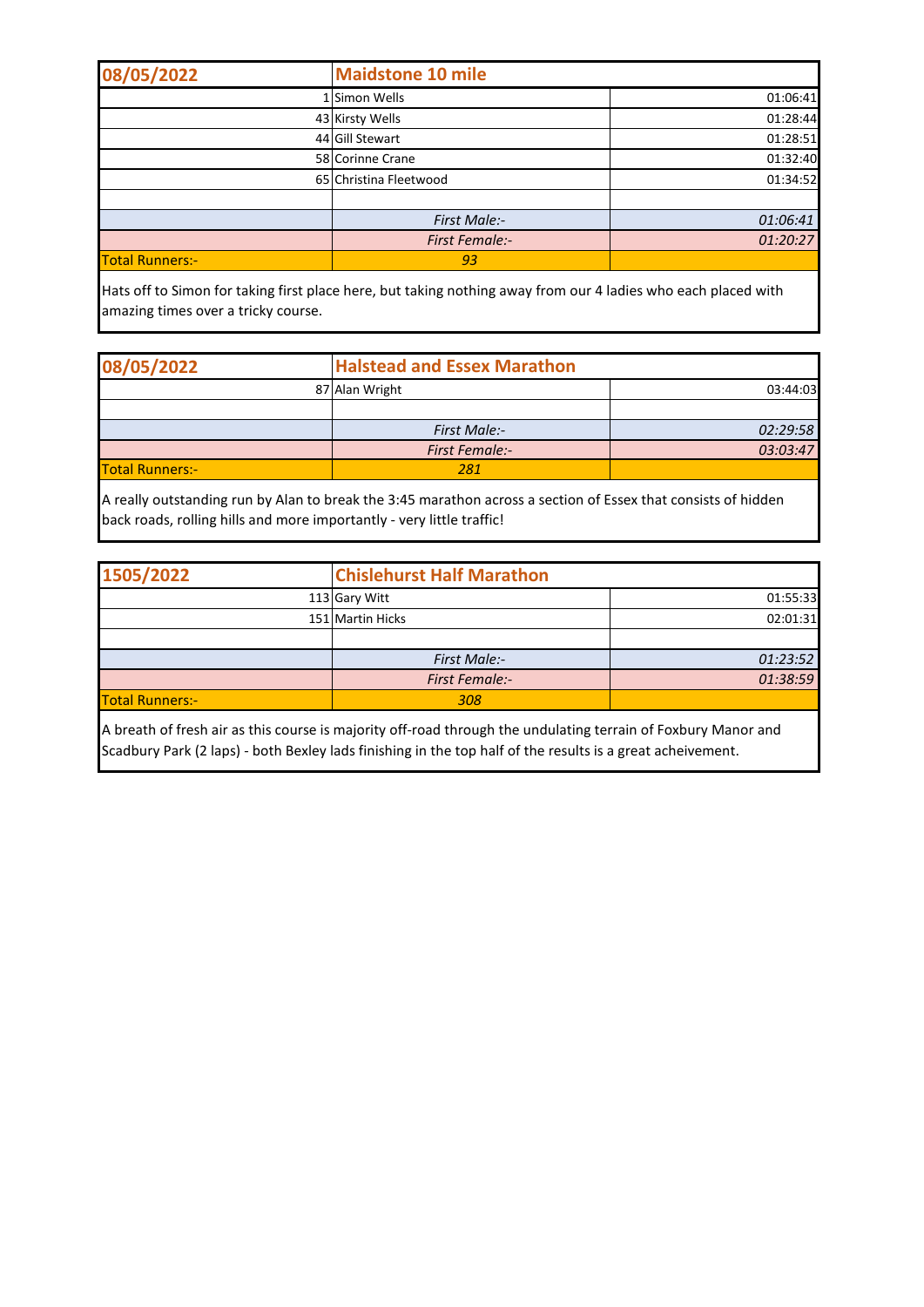| 08/05/2022 | Maidstone 10 mile | |
|---|---|---|
| 1 | Simon Wells | 01:06:41 |
| 43 | Kirsty Wells | 01:28:44 |
| 44 | Gill Stewart | 01:28:51 |
| 58 | Corinne Crane | 01:32:40 |
| 65 | Christina Fleetwood | 01:34:52 |
| | | |
| | *First Male:-* | *01:06:41* |
| | *First Female:-* | *01:20:27* |
| Total Runners:- | *93* | |

Hats off to Simon for taking first place here, but taking nothing away from our 4 ladies who each placed with amazing times over a tricky course.

| 08/05/2022 | Halstead and Essex Marathon | |
|---|---|---|
| 87 | Alan Wright | 03:44:03 |
| | | |
| | *First Male:-* | *02:29:58* |
| | *First Female:-* | *03:03:47* |
| Total Runners:- | *281* | |

A really outstanding run by Alan to break the 3:45 marathon across a section of Essex that consists of hidden back roads, rolling hills and more importantly - very little traffic!

| 1505/2022 | Chislehurst Half Marathon | |
|---|---|---|
| 113 | Gary Witt | 01:55:33 |
| 151 | Martin Hicks | 02:01:31 |
| | | |
| | *First Male:-* | *01:23:52* |
| | *First Female:-* | *01:38:59* |
| Total Runners:- | *308* | |

A breath of fresh air as this course is majority off-road through the undulating terrain of Foxbury Manor and Scadbury Park (2 laps) - both Bexley lads finishing in the top half of the results is a great acheivement.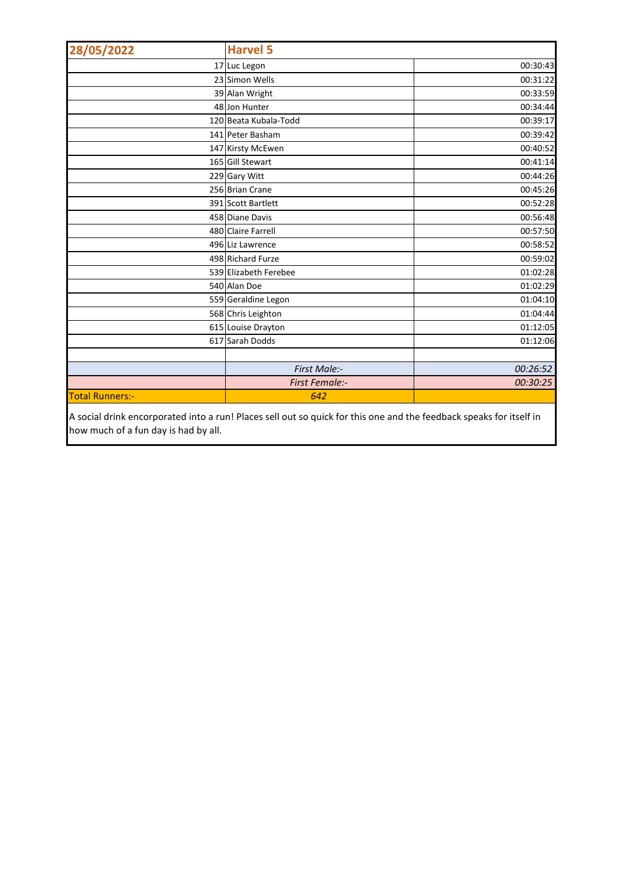| 28/05/2022 | Harvel 5 | |
|---|---|---|
| 17 | Luc Legon | 00:30:43 |
| 23 | Simon Wells | 00:31:22 |
| 39 | Alan Wright | 00:33:59 |
| 48 | Jon Hunter | 00:34:44 |
| 120 | Beata Kubala-Todd | 00:39:17 |
| 141 | Peter Basham | 00:39:42 |
| 147 | Kirsty McEwen | 00:40:52 |
| 165 | Gill Stewart | 00:41:14 |
| 229 | Gary Witt | 00:44:26 |
| 256 | Brian Crane | 00:45:26 |
| 391 | Scott Bartlett | 00:52:28 |
| 458 | Diane Davis | 00:56:48 |
| 480 | Claire Farrell | 00:57:50 |
| 496 | Liz Lawrence | 00:58:52 |
| 498 | Richard Furze | 00:59:02 |
| 539 | Elizabeth Ferebee | 01:02:28 |
| 540 | Alan Doe | 01:02:29 |
| 559 | Geraldine Legon | 01:04:10 |
| 568 | Chris Leighton | 01:04:44 |
| 615 | Louise Drayton | 01:12:05 |
| 617 | Sarah Dodds | 01:12:06 |
| | | |
| | *First Male:-* | *00:26:52* |
| | *First Female:-* | *00:30:25* |
| Total Runners:- | *642* | |

A social drink encorporated into a run! Places sell out so quick for this one and the feedback speaks for itself in how much of a fun day is had by all.